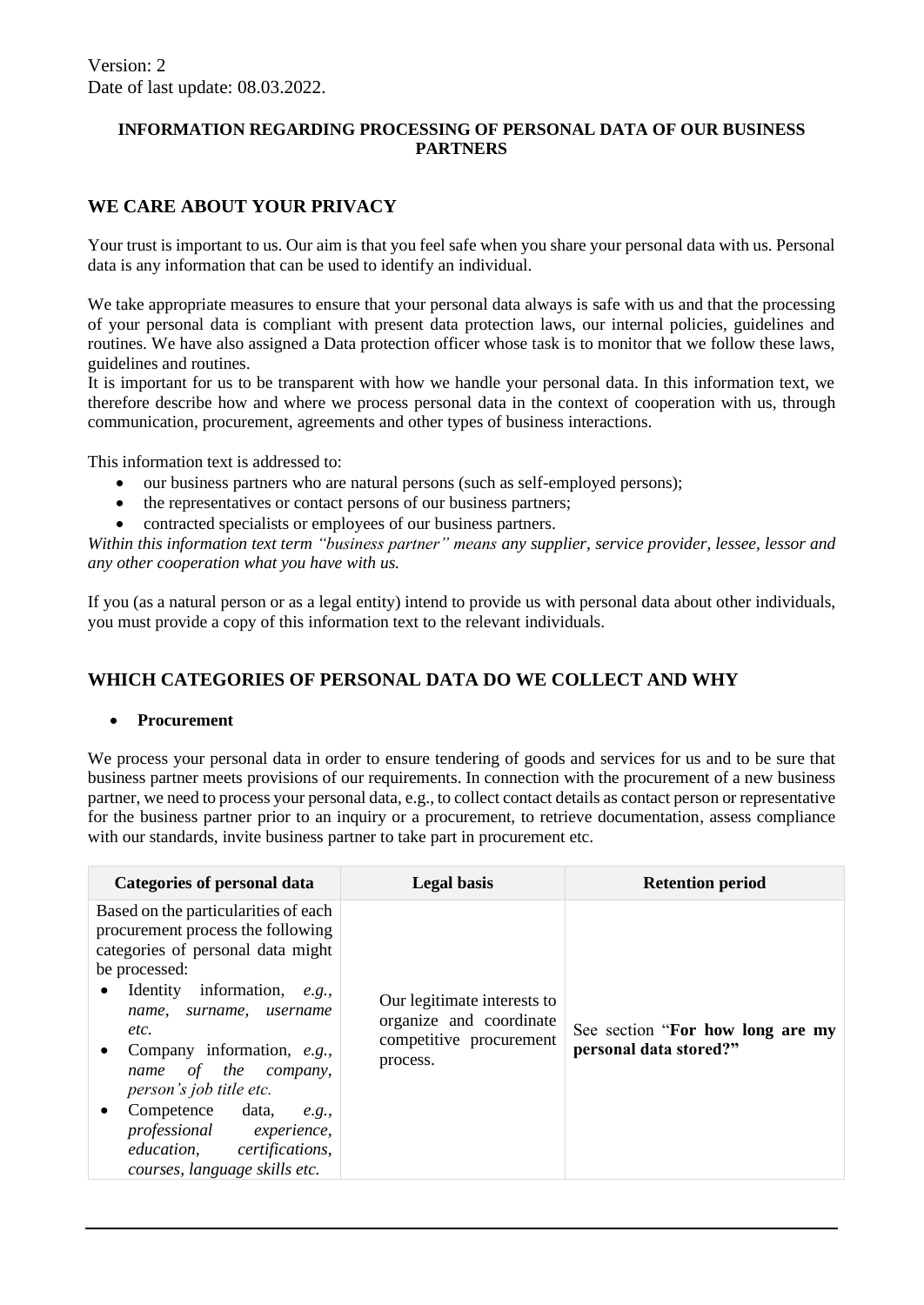Version: 2
Date of last update: 08.03.2022.

**INFORMATION REGARDING PROCESSING OF PERSONAL DATA OF OUR BUSINESS PARTNERS**

## WE CARE ABOUT YOUR PRIVACY

Your trust is important to us. Our aim is that you feel safe when you share your personal data with us. Personal data is any information that can be used to identify an individual.

We take appropriate measures to ensure that your personal data always is safe with us and that the processing of your personal data is compliant with present data protection laws, our internal policies, guidelines and routines. We have also assigned a Data protection officer whose task is to monitor that we follow these laws, guidelines and routines.
It is important for us to be transparent with how we handle your personal data. In this information text, we therefore describe how and where we process personal data in the context of cooperation with us, through communication, procurement, agreements and other types of business interactions.

This information text is addressed to:

- our business partners who are natural persons (such as self-employed persons);
- the representatives or contact persons of our business partners;
- contracted specialists or employees of our business partners.

*Within this information text term "business partner" means any supplier, service provider, lessee, lessor and any other cooperation what you have with us.*

If you (as a natural person or as a legal entity) intend to provide us with personal data about other individuals, you must provide a copy of this information text to the relevant individuals.

## WHICH CATEGORIES OF PERSONAL DATA DO WE COLLECT AND WHY

- **Procurement**

We process your personal data in order to ensure tendering of goods and services for us and to be sure that business partner meets provisions of our requirements. In connection with the procurement of a new business partner, we need to process your personal data, e.g., to collect contact details as contact person or representative for the business partner prior to an inquiry or a procurement, to retrieve documentation, assess compliance with our standards, invite business partner to take part in procurement etc.

| Categories of personal data | Legal basis | Retention period |
|---|---|---|
| Based on the particularities of each procurement process the following categories of personal data might be processed:<br>• Identity information, *e.g., name, surname, username etc.*<br>• Company information, *e.g., name of the company, person's job title etc.*<br>• Competence data, *e.g., professional experience, education, certifications, courses, language skills etc.* | Our legitimate interests to organize and coordinate competitive procurement process. | See section "**For how long are my personal data stored?"** |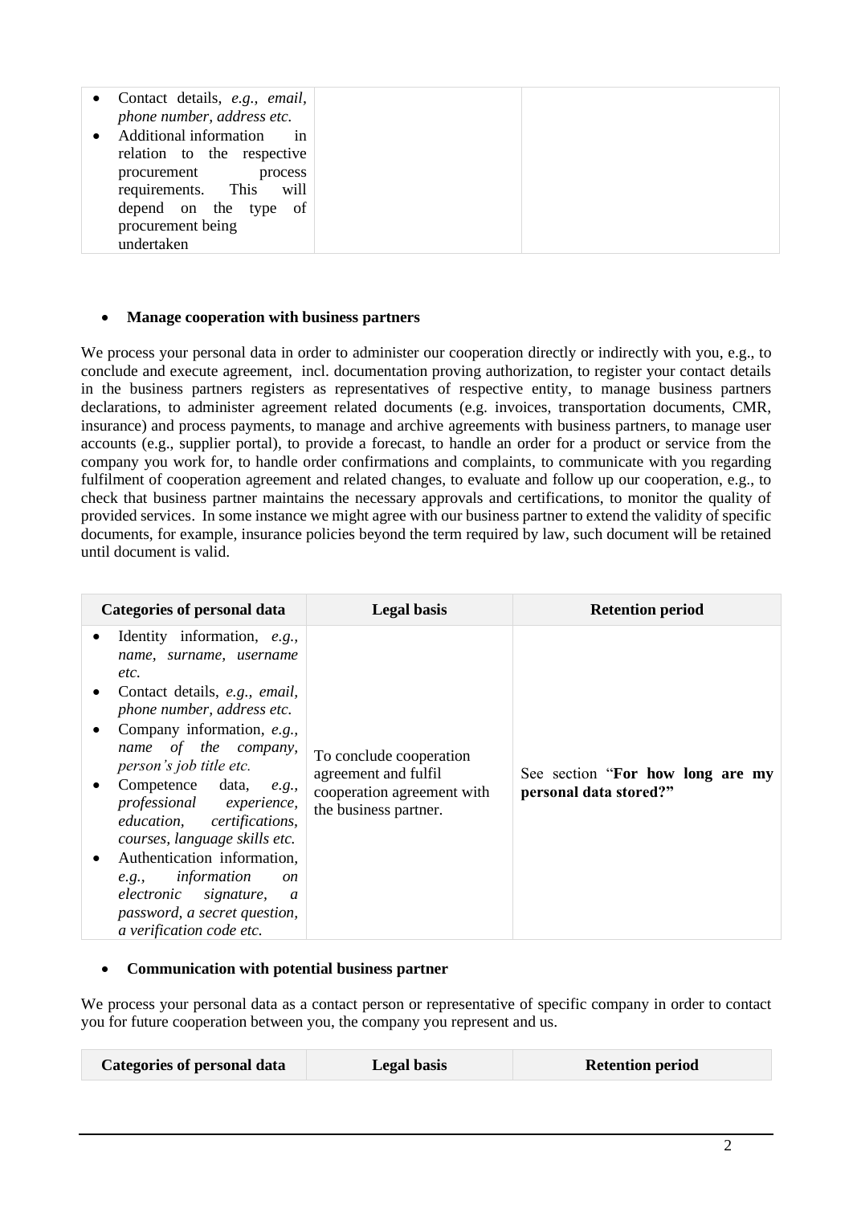| | | |
|---|---|---|
| • Contact details, *e.g., email, phone number, address etc.*<br>• Additional information in relation to the respective procurement process requirements. This will depend on the type of procurement being undertaken | | |

- **Manage cooperation with business partners**

We process your personal data in order to administer our cooperation directly or indirectly with you, e.g., to conclude and execute agreement, incl. documentation proving authorization, to register your contact details in the business partners registers as representatives of respective entity, to manage business partners declarations, to administer agreement related documents (e.g. invoices, transportation documents, CMR, insurance) and process payments, to manage and archive agreements with business partners, to manage user accounts (e.g., supplier portal), to provide a forecast, to handle an order for a product or service from the company you work for, to handle order confirmations and complaints, to communicate with you regarding fulfilment of cooperation agreement and related changes, to evaluate and follow up our cooperation, e.g., to check that business partner maintains the necessary approvals and certifications, to monitor the quality of provided services. In some instance we might agree with our business partner to extend the validity of specific documents, for example, insurance policies beyond the term required by law, such document will be retained until document is valid.

| Categories of personal data | Legal basis | Retention period |
|---|---|---|
| • Identity information, *e.g., name, surname, username etc.*<br>• Contact details, *e.g., email, phone number, address etc.*<br>• Company information, *e.g., name of the company, person's job title etc.*<br>• Competence data, *e.g., professional experience, education, certifications, courses, language skills etc.*<br>• Authentication information, *e.g., information on electronic signature, a password, a secret question, a verification code etc.* | To conclude cooperation agreement and fulfil cooperation agreement with the business partner. | See section "**For how long are my personal data stored?**" |

- **Communication with potential business partner**

We process your personal data as a contact person or representative of specific company in order to contact you for future cooperation between you, the company you represent and us.

| Categories of personal data | Legal basis | Retention period |
|---|---|---|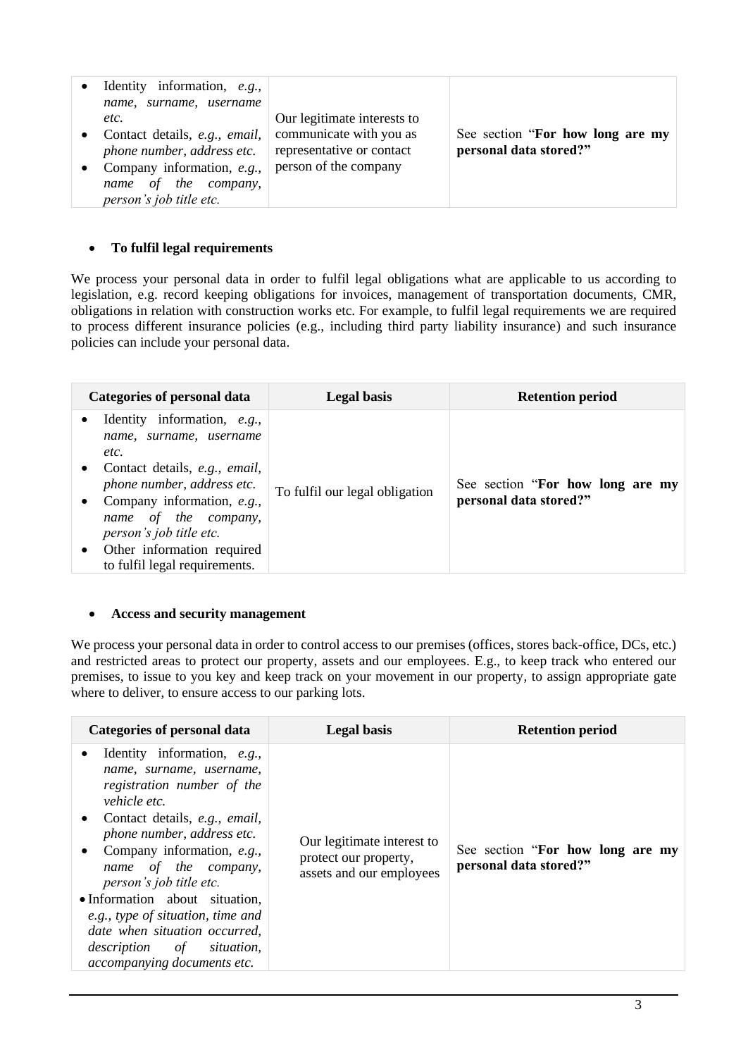| | | |
|---|---|---|
| • Identity information, *e.g., name, surname, username etc.*<br>• Contact details, *e.g., email, phone number, address etc.*<br>• Company information, *e.g., name of the company, person's job title etc.* | Our legitimate interests to communicate with you as representative or contact person of the company | See section "**For how long are my personal data stored?"** |

- **To fulfil legal requirements**

We process your personal data in order to fulfil legal obligations what are applicable to us according to legislation, e.g. record keeping obligations for invoices, management of transportation documents, CMR, obligations in relation with construction works etc. For example, to fulfil legal requirements we are required to process different insurance policies (e.g., including third party liability insurance) and such insurance policies can include your personal data.

| Categories of personal data | Legal basis | Retention period |
|---|---|---|
| • Identity information, *e.g., name, surname, username etc.*<br>• Contact details, *e.g., email, phone number, address etc.*<br>• Company information, *e.g., name of the company, person's job title etc.*<br>• Other information required to fulfil legal requirements. | To fulfil our legal obligation | See section "**For how long are my personal data stored?"** |

- **Access and security management**

We process your personal data in order to control access to our premises (offices, stores back-office, DCs, etc.) and restricted areas to protect our property, assets and our employees. E.g., to keep track who entered our premises, to issue to you key and keep track on your movement in our property, to assign appropriate gate where to deliver, to ensure access to our parking lots.

| Categories of personal data | Legal basis | Retention period |
|---|---|---|
| • Identity information, *e.g., name, surname, username, registration number of the vehicle etc.*<br>• Contact details, *e.g., email, phone number, address etc.*<br>• Company information, *e.g., name of the company, person's job title etc.*<br>• Information about situation, *e.g., type of situation, time and date when situation occurred, description of situation, accompanying documents etc.* | Our legitimate interest to protect our property, assets and our employees | See section "**For how long are my personal data stored?"** |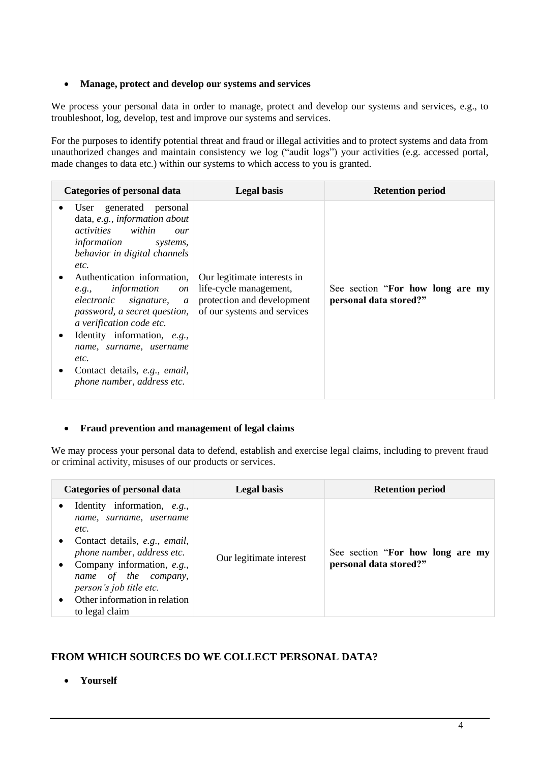- **Manage, protect and develop our systems and services**

We process your personal data in order to manage, protect and develop our systems and services, e.g., to troubleshoot, log, develop, test and improve our systems and services.

For the purposes to identify potential threat and fraud or illegal activities and to protect systems and data from unauthorized changes and maintain consistency we log ("audit logs") your activities (e.g. accessed portal, made changes to data etc.) within our systems to which access to you is granted.

| Categories of personal data | Legal basis | Retention period |
| --- | --- | --- |
| • User generated personal data, *e.g., information about activities within our information systems, behavior in digital channels etc.*<br>• Authentication information, *e.g., information on electronic signature, a password, a secret question, a verification code etc.*<br>• Identity information, *e.g., name, surname, username etc.*<br>• Contact details, *e.g., email, phone number, address etc.* | Our legitimate interests in life-cycle management, protection and development of our systems and services | See section "**For how long are my personal data stored?**" |

- **Fraud prevention and management of legal claims**

We may process your personal data to defend, establish and exercise legal claims, including to prevent fraud or criminal activity, misuses of our products or services.

| Categories of personal data | Legal basis | Retention period |
| --- | --- | --- |
| • Identity information, *e.g., name, surname, username etc.*<br>• Contact details, *e.g., email, phone number, address etc.*<br>• Company information, *e.g., name of the company, person's job title etc.*<br>• Other information in relation to legal claim | Our legitimate interest | See section "**For how long are my personal data stored?**" |

## FROM WHICH SOURCES DO WE COLLECT PERSONAL DATA?

- **Yourself**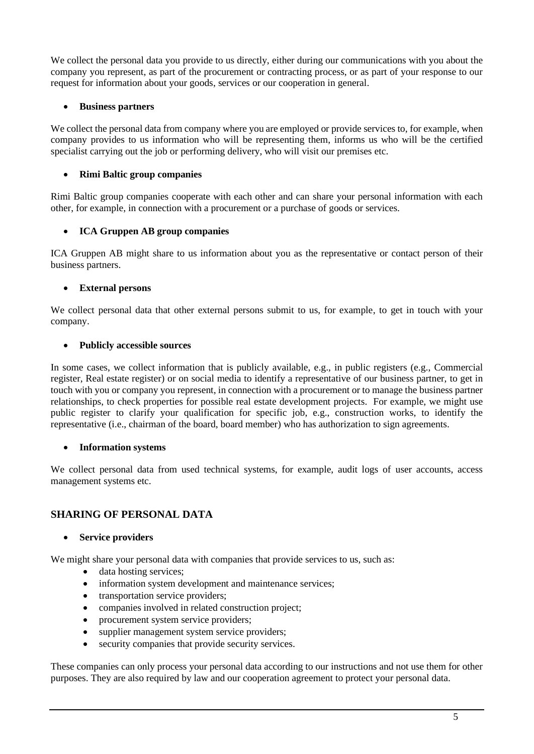We collect the personal data you provide to us directly, either during our communications with you about the company you represent, as part of the procurement or contracting process, or as part of your response to our request for information about your goods, services or our cooperation in general.

- **Business partners**

We collect the personal data from company where you are employed or provide services to, for example, when company provides to us information who will be representing them, informs us who will be the certified specialist carrying out the job or performing delivery, who will visit our premises etc.

- **Rimi Baltic group companies**

Rimi Baltic group companies cooperate with each other and can share your personal information with each other, for example, in connection with a procurement or a purchase of goods or services.

- **ICA Gruppen AB group companies**

ICA Gruppen AB might share to us information about you as the representative or contact person of their business partners.

- **External persons**

We collect personal data that other external persons submit to us, for example, to get in touch with your company.

- **Publicly accessible sources**

In some cases, we collect information that is publicly available, e.g., in public registers (e.g., Commercial register, Real estate register) or on social media to identify a representative of our business partner, to get in touch with you or company you represent, in connection with a procurement or to manage the business partner relationships, to check properties for possible real estate development projects. For example, we might use public register to clarify your qualification for specific job, e.g., construction works, to identify the representative (i.e., chairman of the board, board member) who has authorization to sign agreements.

- **Information systems**

We collect personal data from used technical systems, for example, audit logs of user accounts, access management systems etc.

## SHARING OF PERSONAL DATA

- **Service providers**

We might share your personal data with companies that provide services to us, such as:

- data hosting services;
- information system development and maintenance services;
- transportation service providers;
- companies involved in related construction project;
- procurement system service providers;
- supplier management system service providers;
- security companies that provide security services.

These companies can only process your personal data according to our instructions and not use them for other purposes. They are also required by law and our cooperation agreement to protect your personal data.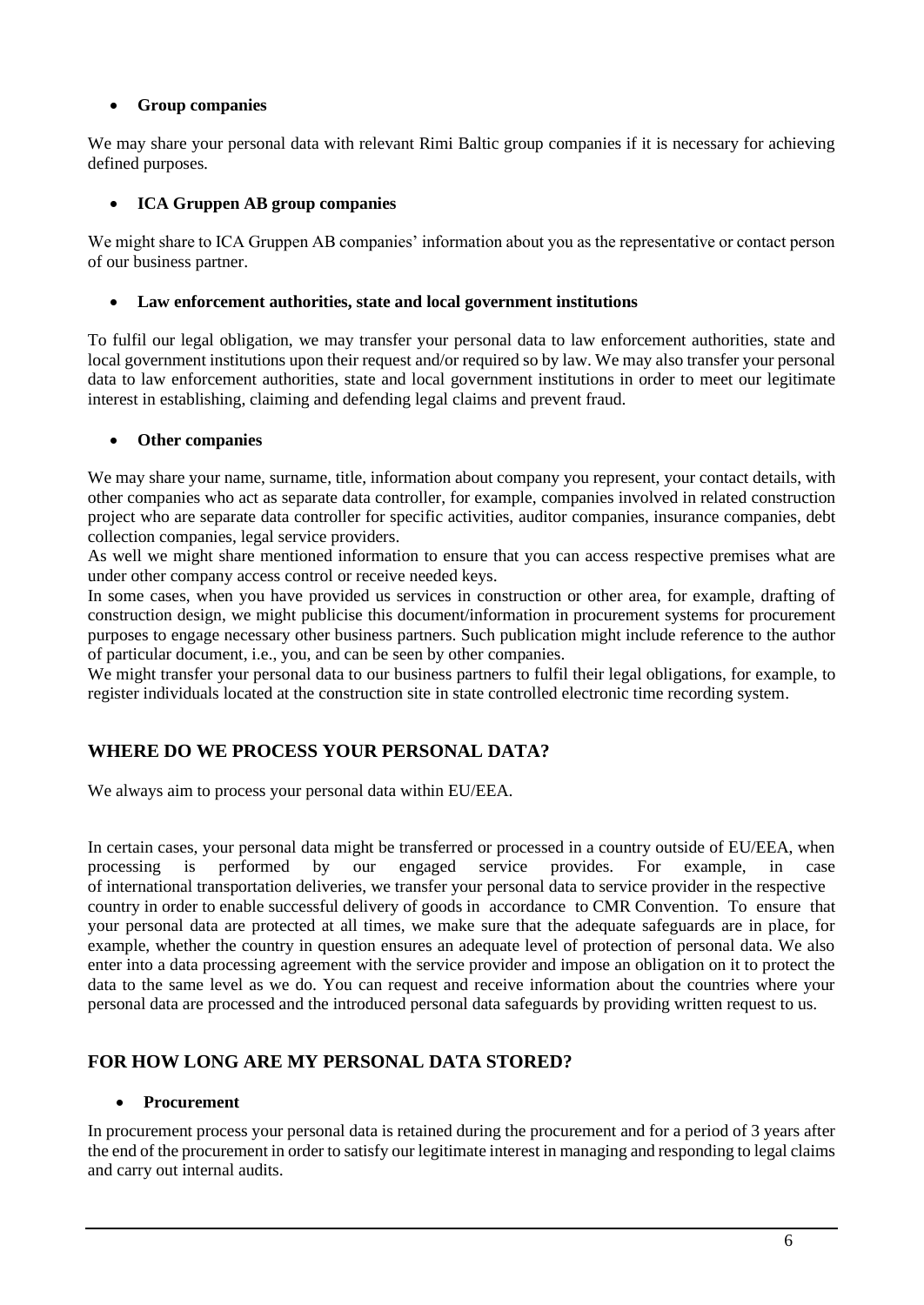- **Group companies**

We may share your personal data with relevant Rimi Baltic group companies if it is necessary for achieving defined purposes.

- **ICA Gruppen AB group companies**

We might share to ICA Gruppen AB companies' information about you as the representative or contact person of our business partner.

- **Law enforcement authorities, state and local government institutions**

To fulfil our legal obligation, we may transfer your personal data to law enforcement authorities, state and local government institutions upon their request and/or required so by law. We may also transfer your personal data to law enforcement authorities, state and local government institutions in order to meet our legitimate interest in establishing, claiming and defending legal claims and prevent fraud.

- **Other companies**

We may share your name, surname, title, information about company you represent, your contact details, with other companies who act as separate data controller, for example, companies involved in related construction project who are separate data controller for specific activities, auditor companies, insurance companies, debt collection companies, legal service providers.

As well we might share mentioned information to ensure that you can access respective premises what are under other company access control or receive needed keys.

In some cases, when you have provided us services in construction or other area, for example, drafting of construction design, we might publicise this document/information in procurement systems for procurement purposes to engage necessary other business partners. Such publication might include reference to the author of particular document, i.e., you, and can be seen by other companies.

We might transfer your personal data to our business partners to fulfil their legal obligations, for example, to register individuals located at the construction site in state controlled electronic time recording system.

## WHERE DO WE PROCESS YOUR PERSONAL DATA?

We always aim to process your personal data within EU/EEA.

In certain cases, your personal data might be transferred or processed in a country outside of EU/EEA, when processing is performed by our engaged service provides. For example, in case of international transportation deliveries, we transfer your personal data to service provider in the respective country in order to enable successful delivery of goods in accordance to CMR Convention. To ensure that your personal data are protected at all times, we make sure that the adequate safeguards are in place, for example, whether the country in question ensures an adequate level of protection of personal data. We also enter into a data processing agreement with the service provider and impose an obligation on it to protect the data to the same level as we do. You can request and receive information about the countries where your personal data are processed and the introduced personal data safeguards by providing written request to us.

## FOR HOW LONG ARE MY PERSONAL DATA STORED?

- **Procurement**

In procurement process your personal data is retained during the procurement and for a period of 3 years after the end of the procurement in order to satisfy our legitimate interest in managing and responding to legal claims and carry out internal audits.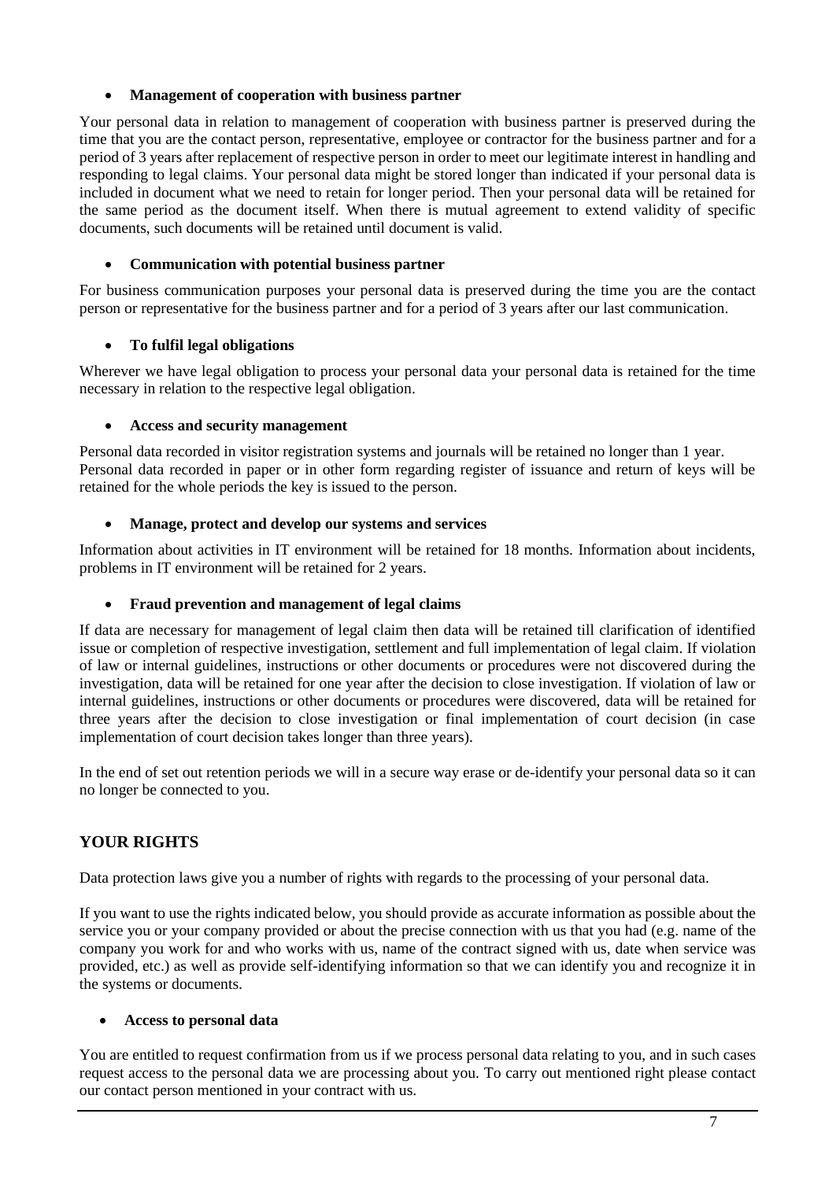- **Management of cooperation with business partner**

Your personal data in relation to management of cooperation with business partner is preserved during the time that you are the contact person, representative, employee or contractor for the business partner and for a period of 3 years after replacement of respective person in order to meet our legitimate interest in handling and responding to legal claims. Your personal data might be stored longer than indicated if your personal data is included in document what we need to retain for longer period. Then your personal data will be retained for the same period as the document itself. When there is mutual agreement to extend validity of specific documents, such documents will be retained until document is valid.

- **Communication with potential business partner**

For business communication purposes your personal data is preserved during the time you are the contact person or representative for the business partner and for a period of 3 years after our last communication.

- **To fulfil legal obligations**

Wherever we have legal obligation to process your personal data your personal data is retained for the time necessary in relation to the respective legal obligation.

- **Access and security management**

Personal data recorded in visitor registration systems and journals will be retained no longer than 1 year. Personal data recorded in paper or in other form regarding register of issuance and return of keys will be retained for the whole periods the key is issued to the person.

- **Manage, protect and develop our systems and services**

Information about activities in IT environment will be retained for 18 months. Information about incidents, problems in IT environment will be retained for 2 years.

- **Fraud prevention and management of legal claims**

If data are necessary for management of legal claim then data will be retained till clarification of identified issue or completion of respective investigation, settlement and full implementation of legal claim. If violation of law or internal guidelines, instructions or other documents or procedures were not discovered during the investigation, data will be retained for one year after the decision to close investigation. If violation of law or internal guidelines, instructions or other documents or procedures were discovered, data will be retained for three years after the decision to close investigation or final implementation of court decision (in case implementation of court decision takes longer than three years).

In the end of set out retention periods we will in a secure way erase or de-identify your personal data so it can no longer be connected to you.

## YOUR RIGHTS

Data protection laws give you a number of rights with regards to the processing of your personal data.

If you want to use the rights indicated below, you should provide as accurate information as possible about the service you or your company provided or about the precise connection with us that you had (e.g. name of the company you work for and who works with us, name of the contract signed with us, date when service was provided, etc.) as well as provide self-identifying information so that we can identify you and recognize it in the systems or documents.

- **Access to personal data**

You are entitled to request confirmation from us if we process personal data relating to you, and in such cases request access to the personal data we are processing about you. To carry out mentioned right please contact our contact person mentioned in your contract with us.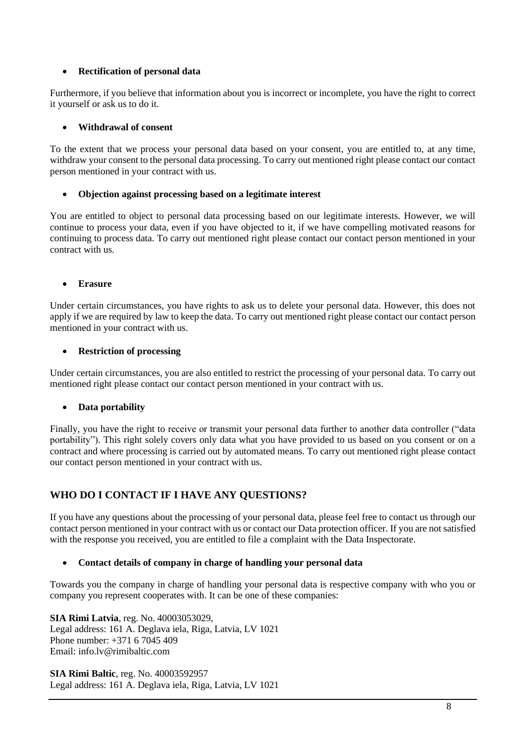- **Rectification of personal data**

Furthermore, if you believe that information about you is incorrect or incomplete, you have the right to correct it yourself or ask us to do it.

- **Withdrawal of consent**

To the extent that we process your personal data based on your consent, you are entitled to, at any time, withdraw your consent to the personal data processing. To carry out mentioned right please contact our contact person mentioned in your contract with us.

- **Objection against processing based on a legitimate interest**

You are entitled to object to personal data processing based on our legitimate interests. However, we will continue to process your data, even if you have objected to it, if we have compelling motivated reasons for continuing to process data. To carry out mentioned right please contact our contact person mentioned in your contract with us.

- **Erasure**

Under certain circumstances, you have rights to ask us to delete your personal data. However, this does not apply if we are required by law to keep the data. To carry out mentioned right please contact our contact person mentioned in your contract with us.

- **Restriction of processing**

Under certain circumstances, you are also entitled to restrict the processing of your personal data. To carry out mentioned right please contact our contact person mentioned in your contract with us.

- **Data portability**

Finally, you have the right to receive or transmit your personal data further to another data controller ("data portability"). This right solely covers only data what you have provided to us based on you consent or on a contract and where processing is carried out by automated means. To carry out mentioned right please contact our contact person mentioned in your contract with us.

## WHO DO I CONTACT IF I HAVE ANY QUESTIONS?

If you have any questions about the processing of your personal data, please feel free to contact us through our contact person mentioned in your contract with us or contact our Data protection officer. If you are not satisfied with the response you received, you are entitled to file a complaint with the Data Inspectorate.

- **Contact details of company in charge of handling your personal data**

Towards you the company in charge of handling your personal data is respective company with who you or company you represent cooperates with. It can be one of these companies:

**SIA Rimi Latvia**, reg. No. 40003053029,
Legal address: 161 A. Deglava iela, Riga, Latvia, LV 1021
Phone number: +371 6 7045 409
Email: info.lv@rimibaltic.com

**SIA Rimi Baltic**, reg. No. 40003592957
Legal address: 161 A. Deglava iela, Riga, Latvia, LV 1021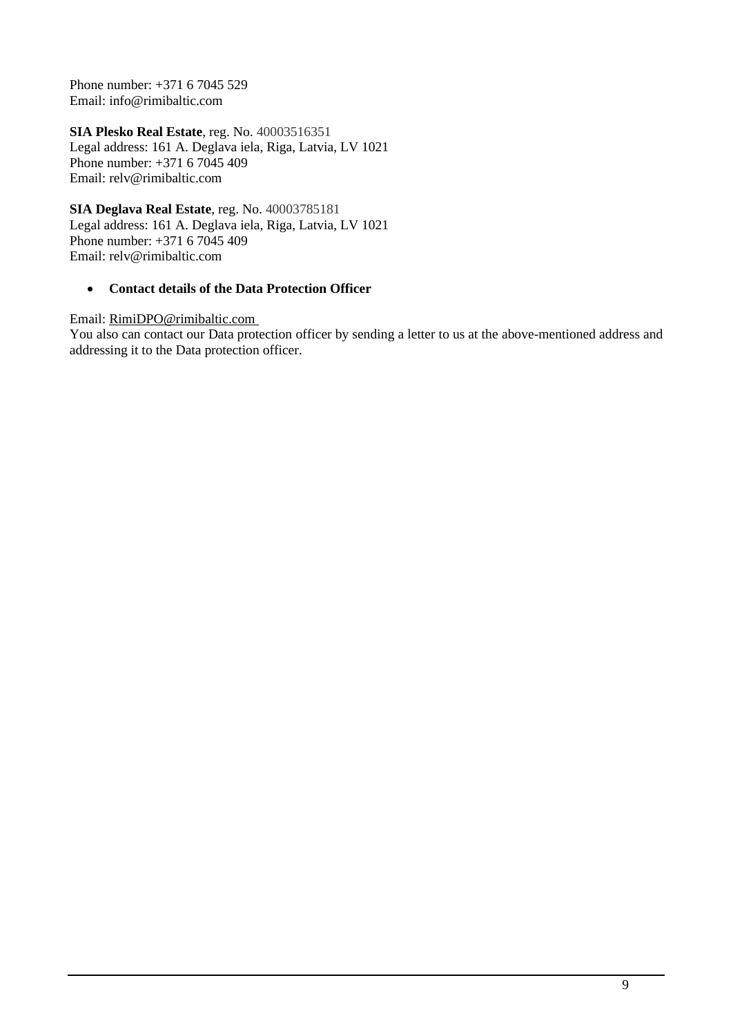Phone number: +371 6 7045 529
Email: info@rimibaltic.com

**SIA Plesko Real Estate**, reg. No. 40003516351
Legal address: 161 A. Deglava iela, Riga, Latvia, LV 1021
Phone number: +371 6 7045 409
Email: relv@rimibaltic.com

**SIA Deglava Real Estate**, reg. No. 40003785181
Legal address: 161 A. Deglava iela, Riga, Latvia, LV 1021
Phone number: +371 6 7045 409
Email: relv@rimibaltic.com

- **Contact details of the Data Protection Officer**

Email: RimiDPO@rimibaltic.com
You also can contact our Data protection officer by sending a letter to us at the above-mentioned address and addressing it to the Data protection officer.